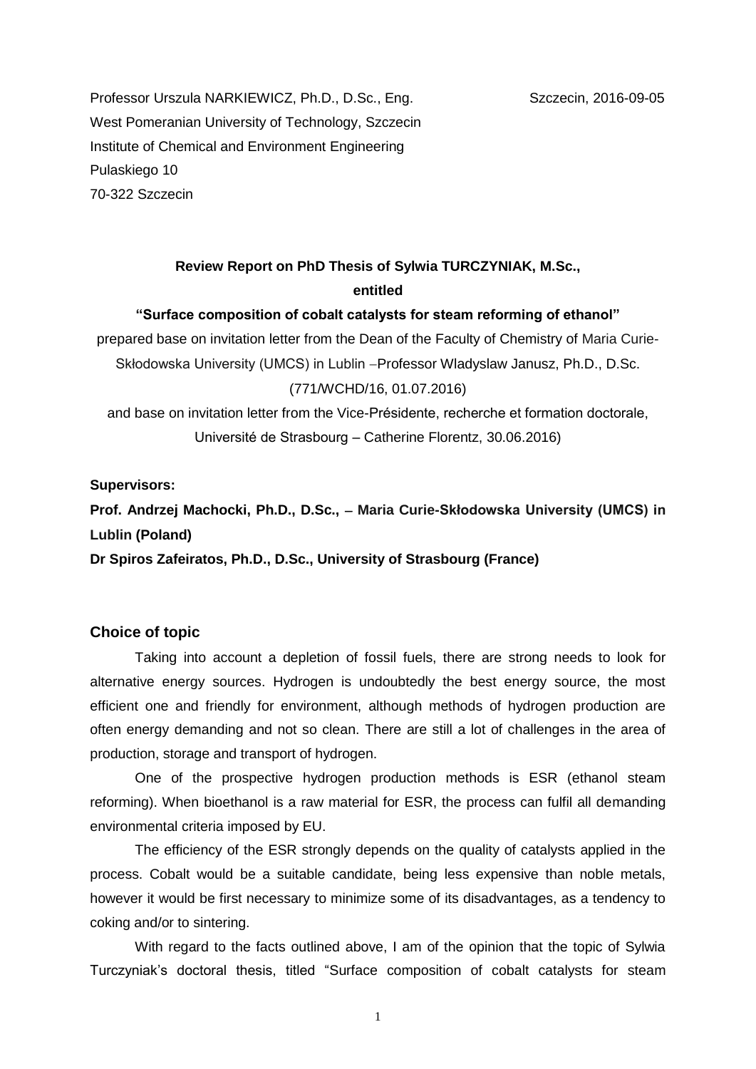Professor Urszula NARKIEWICZ, Ph.D., D.Sc., Eng. Szczecin, 2016-09-05
West Pomeranian University of Technology, Szczecin
Institute of Chemical and Environment Engineering
Pulaskiego 10
70-322 Szczecin

**Review Report on PhD Thesis of Sylwia TURCZYNIAK, M.Sc.,**
**entitled**
**"Surface composition of cobalt catalysts for steam reforming of ethanol"**

prepared base on invitation letter from the Dean of the Faculty of Chemistry of Maria Curie-Skłodowska University (UMCS) in Lublin –Professor Wladyslaw Janusz, Ph.D., D.Sc. (771/WCHD/16, 01.07.2016)

and base on invitation letter from the Vice-Présidente, recherche et formation doctorale, Université de Strasbourg – Catherine Florentz, 30.06.2016)

**Supervisors:**

**Prof. Andrzej Machocki, Ph.D., D.Sc., – Maria Curie-Skłodowska University (UMCS) in Lublin (Poland)**

**Dr Spiros Zafeiratos, Ph.D., D.Sc., University of Strasbourg (France)**

## Choice of topic

Taking into account a depletion of fossil fuels, there are strong needs to look for alternative energy sources. Hydrogen is undoubtedly the best energy source, the most efficient one and friendly for environment, although methods of hydrogen production are often energy demanding and not so clean. There are still a lot of challenges in the area of production, storage and transport of hydrogen.

One of the prospective hydrogen production methods is ESR (ethanol steam reforming). When bioethanol is a raw material for ESR, the process can fulfil all demanding environmental criteria imposed by EU.

The efficiency of the ESR strongly depends on the quality of catalysts applied in the process. Cobalt would be a suitable candidate, being less expensive than noble metals, however it would be first necessary to minimize some of its disadvantages, as a tendency to coking and/or to sintering.

With regard to the facts outlined above, I am of the opinion that the topic of Sylwia Turczyniak's doctoral thesis, titled "Surface composition of cobalt catalysts for steam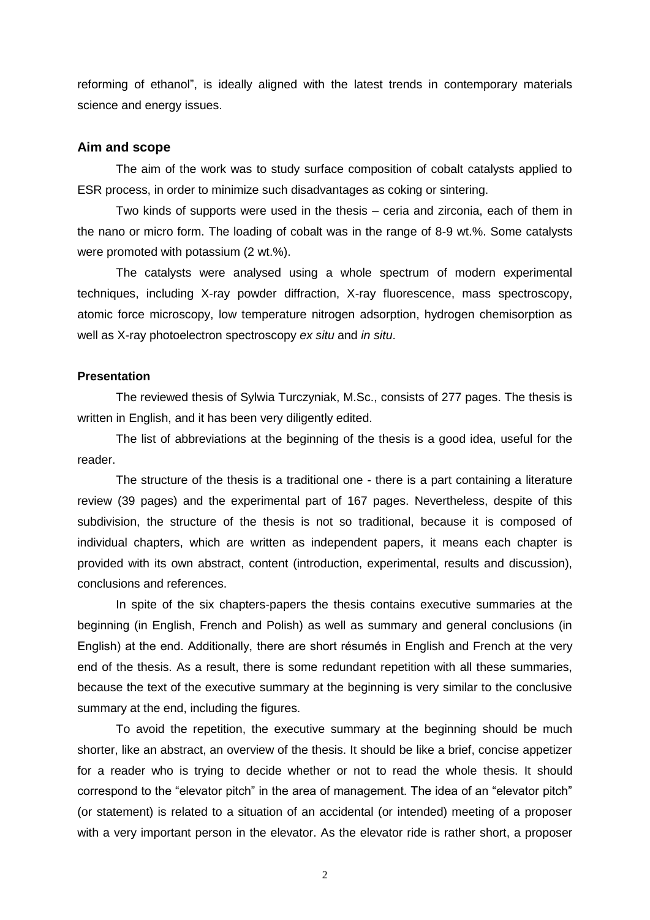reforming of ethanol", is ideally aligned with the latest trends in contemporary materials science and energy issues.

### Aim and scope

The aim of the work was to study surface composition of cobalt catalysts applied to ESR process, in order to minimize such disadvantages as coking or sintering.

Two kinds of supports were used in the thesis – ceria and zirconia, each of them in the nano or micro form. The loading of cobalt was in the range of 8-9 wt.%. Some catalysts were promoted with potassium (2 wt.%).

The catalysts were analysed using a whole spectrum of modern experimental techniques, including X-ray powder diffraction, X-ray fluorescence, mass spectroscopy, atomic force microscopy, low temperature nitrogen adsorption, hydrogen chemisorption as well as X-ray photoelectron spectroscopy *ex situ* and *in situ*.

### Presentation

The reviewed thesis of Sylwia Turczyniak, M.Sc., consists of 277 pages. The thesis is written in English, and it has been very diligently edited.

The list of abbreviations at the beginning of the thesis is a good idea, useful for the reader.

The structure of the thesis is a traditional one - there is a part containing a literature review (39 pages) and the experimental part of 167 pages. Nevertheless, despite of this subdivision, the structure of the thesis is not so traditional, because it is composed of individual chapters, which are written as independent papers, it means each chapter is provided with its own abstract, content (introduction, experimental, results and discussion), conclusions and references.

In spite of the six chapters-papers the thesis contains executive summaries at the beginning (in English, French and Polish) as well as summary and general conclusions (in English) at the end. Additionally, there are short résumés in English and French at the very end of the thesis. As a result, there is some redundant repetition with all these summaries, because the text of the executive summary at the beginning is very similar to the conclusive summary at the end, including the figures.

To avoid the repetition, the executive summary at the beginning should be much shorter, like an abstract, an overview of the thesis. It should be like a brief, concise appetizer for a reader who is trying to decide whether or not to read the whole thesis. It should correspond to the "elevator pitch" in the area of management. The idea of an "elevator pitch" (or statement) is related to a situation of an accidental (or intended) meeting of a proposer with a very important person in the elevator. As the elevator ride is rather short, a proposer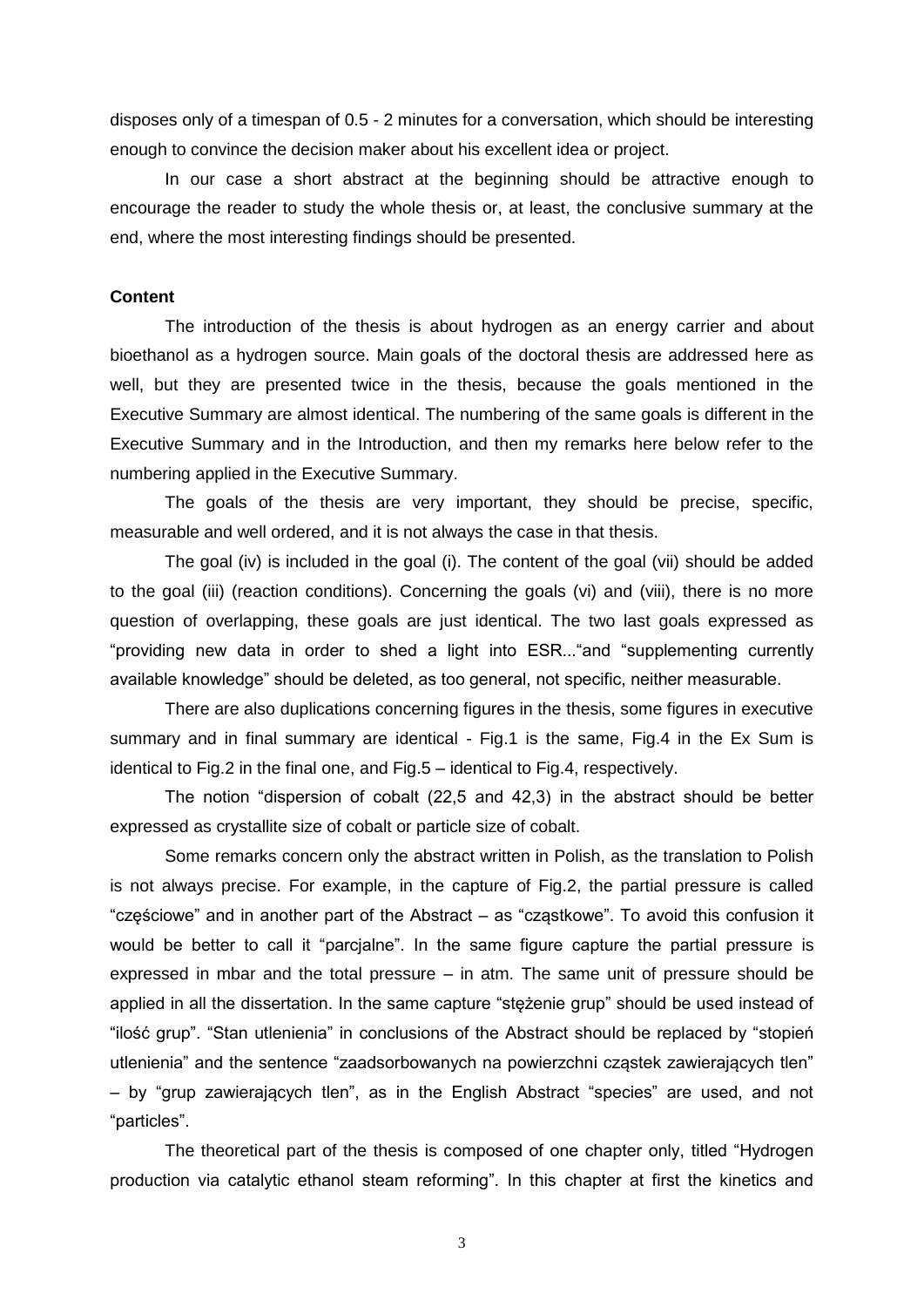disposes only of a timespan of 0.5 - 2 minutes for a conversation, which should be interesting enough to convince the decision maker about his excellent idea or project.

In our case a short abstract at the beginning should be attractive enough to encourage the reader to study the whole thesis or, at least, the conclusive summary at the end, where the most interesting findings should be presented.

**Content**

The introduction of the thesis is about hydrogen as an energy carrier and about bioethanol as a hydrogen source. Main goals of the doctoral thesis are addressed here as well, but they are presented twice in the thesis, because the goals mentioned in the Executive Summary are almost identical. The numbering of the same goals is different in the Executive Summary and in the Introduction, and then my remarks here below refer to the numbering applied in the Executive Summary.

The goals of the thesis are very important, they should be precise, specific, measurable and well ordered, and it is not always the case in that thesis.

The goal (iv) is included in the goal (i). The content of the goal (vii) should be added to the goal (iii) (reaction conditions). Concerning the goals (vi) and (viii), there is no more question of overlapping, these goals are just identical. The two last goals expressed as "providing new data in order to shed a light into ESR..."and "supplementing currently available knowledge" should be deleted, as too general, not specific, neither measurable.

There are also duplications concerning figures in the thesis, some figures in executive summary and in final summary are identical - Fig.1 is the same, Fig.4 in the Ex Sum is identical to Fig.2 in the final one, and Fig.5 – identical to Fig.4, respectively.

The notion "dispersion of cobalt (22,5 and 42,3) in the abstract should be better expressed as crystallite size of cobalt or particle size of cobalt.

Some remarks concern only the abstract written in Polish, as the translation to Polish is not always precise. For example, in the capture of Fig.2, the partial pressure is called "częściowe" and in another part of the Abstract – as "cząstkowe". To avoid this confusion it would be better to call it "parcjalne". In the same figure capture the partial pressure is expressed in mbar and the total pressure – in atm. The same unit of pressure should be applied in all the dissertation. In the same capture "stężenie grup" should be used instead of "ilość grup". "Stan utlenienia" in conclusions of the Abstract should be replaced by "stopień utlenienia" and the sentence "zaadsorbowanych na powierzchni cząstek zawierających tlen" – by "grup zawierających tlen", as in the English Abstract "species" are used, and not "particles".

The theoretical part of the thesis is composed of one chapter only, titled "Hydrogen production via catalytic ethanol steam reforming". In this chapter at first the kinetics and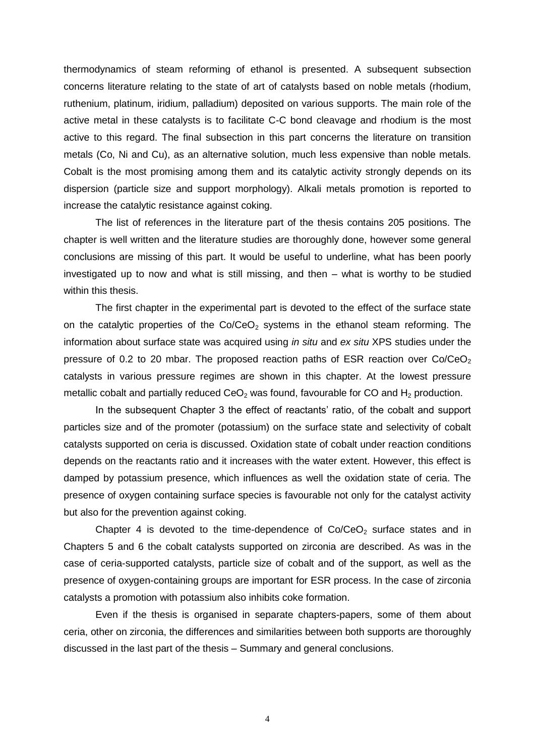thermodynamics of steam reforming of ethanol is presented. A subsequent subsection concerns literature relating to the state of art of catalysts based on noble metals (rhodium, ruthenium, platinum, iridium, palladium) deposited on various supports. The main role of the active metal in these catalysts is to facilitate C-C bond cleavage and rhodium is the most active to this regard. The final subsection in this part concerns the literature on transition metals (Co, Ni and Cu), as an alternative solution, much less expensive than noble metals. Cobalt is the most promising among them and its catalytic activity strongly depends on its dispersion (particle size and support morphology). Alkali metals promotion is reported to increase the catalytic resistance against coking.

The list of references in the literature part of the thesis contains 205 positions. The chapter is well written and the literature studies are thoroughly done, however some general conclusions are missing of this part. It would be useful to underline, what has been poorly investigated up to now and what is still missing, and then – what is worthy to be studied within this thesis.

The first chapter in the experimental part is devoted to the effect of the surface state on the catalytic properties of the $Co/CeO_2$ systems in the ethanol steam reforming. The information about surface state was acquired using *in situ* and *ex situ* XPS studies under the pressure of 0.2 to 20 mbar. The proposed reaction paths of ESR reaction over $Co/CeO_2$ catalysts in various pressure regimes are shown in this chapter. At the lowest pressure metallic cobalt and partially reduced $CeO_2$ was found, favourable for CO and $H_2$ production.

In the subsequent Chapter 3 the effect of reactants' ratio, of the cobalt and support particles size and of the promoter (potassium) on the surface state and selectivity of cobalt catalysts supported on ceria is discussed. Oxidation state of cobalt under reaction conditions depends on the reactants ratio and it increases with the water extent. However, this effect is damped by potassium presence, which influences as well the oxidation state of ceria. The presence of oxygen containing surface species is favourable not only for the catalyst activity but also for the prevention against coking.

Chapter 4 is devoted to the time-dependence of $Co/CeO_2$ surface states and in Chapters 5 and 6 the cobalt catalysts supported on zirconia are described. As was in the case of ceria-supported catalysts, particle size of cobalt and of the support, as well as the presence of oxygen-containing groups are important for ESR process. In the case of zirconia catalysts a promotion with potassium also inhibits coke formation.

Even if the thesis is organised in separate chapters-papers, some of them about ceria, other on zirconia, the differences and similarities between both supports are thoroughly discussed in the last part of the thesis – Summary and general conclusions.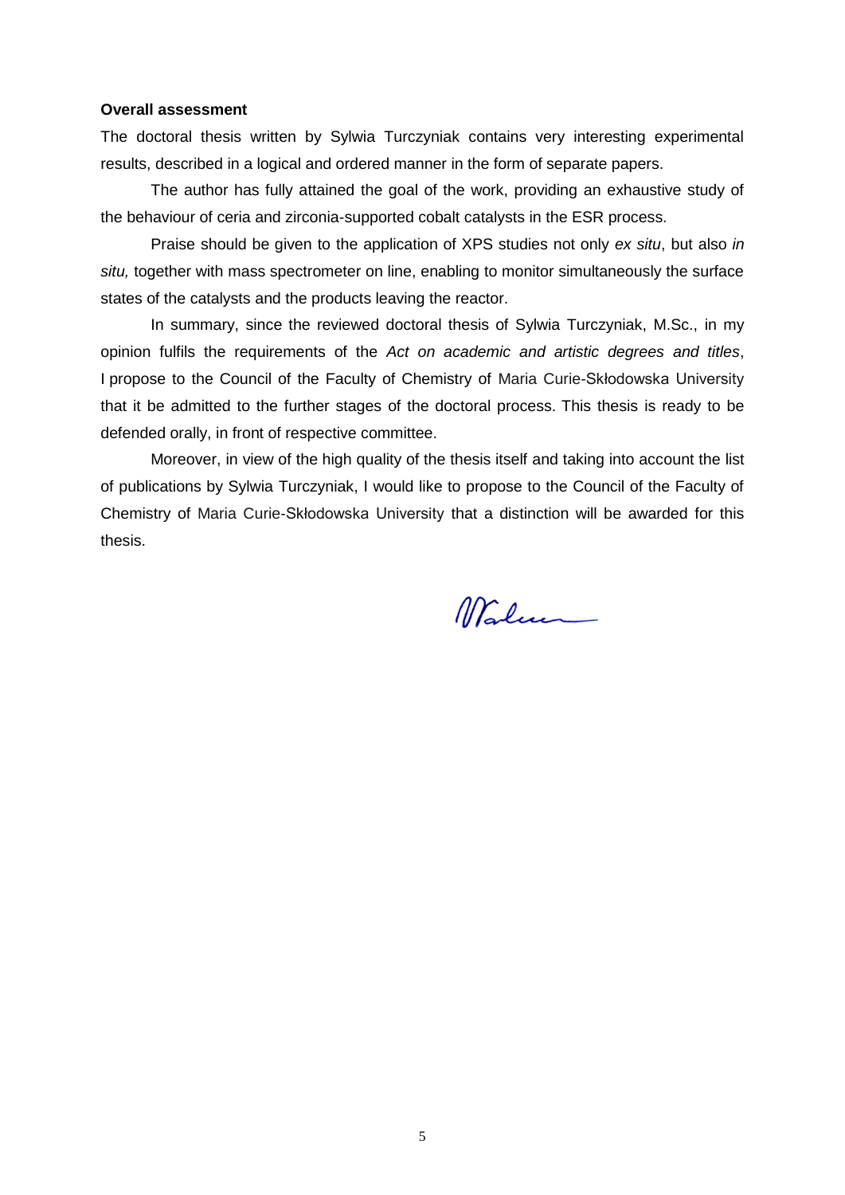**Overall assessment**

The doctoral thesis written by Sylwia Turczyniak contains very interesting experimental results, described in a logical and ordered manner in the form of separate papers.

The author has fully attained the goal of the work, providing an exhaustive study of the behaviour of ceria and zirconia-supported cobalt catalysts in the ESR process.

Praise should be given to the application of XPS studies not only *ex situ*, but also *in situ,* together with mass spectrometer on line, enabling to monitor simultaneously the surface states of the catalysts and the products leaving the reactor.

In summary, since the reviewed doctoral thesis of Sylwia Turczyniak, M.Sc., in my opinion fulfils the requirements of the *Act on academic and artistic degrees and titles*, I propose to the Council of the Faculty of Chemistry of Maria Curie-Skłodowska University that it be admitted to the further stages of the doctoral process. This thesis is ready to be defended orally, in front of respective committee.

Moreover, in view of the high quality of the thesis itself and taking into account the list of publications by Sylwia Turczyniak, I would like to propose to the Council of the Faculty of Chemistry of Maria Curie-Skłodowska University that a distinction will be awarded for this thesis.